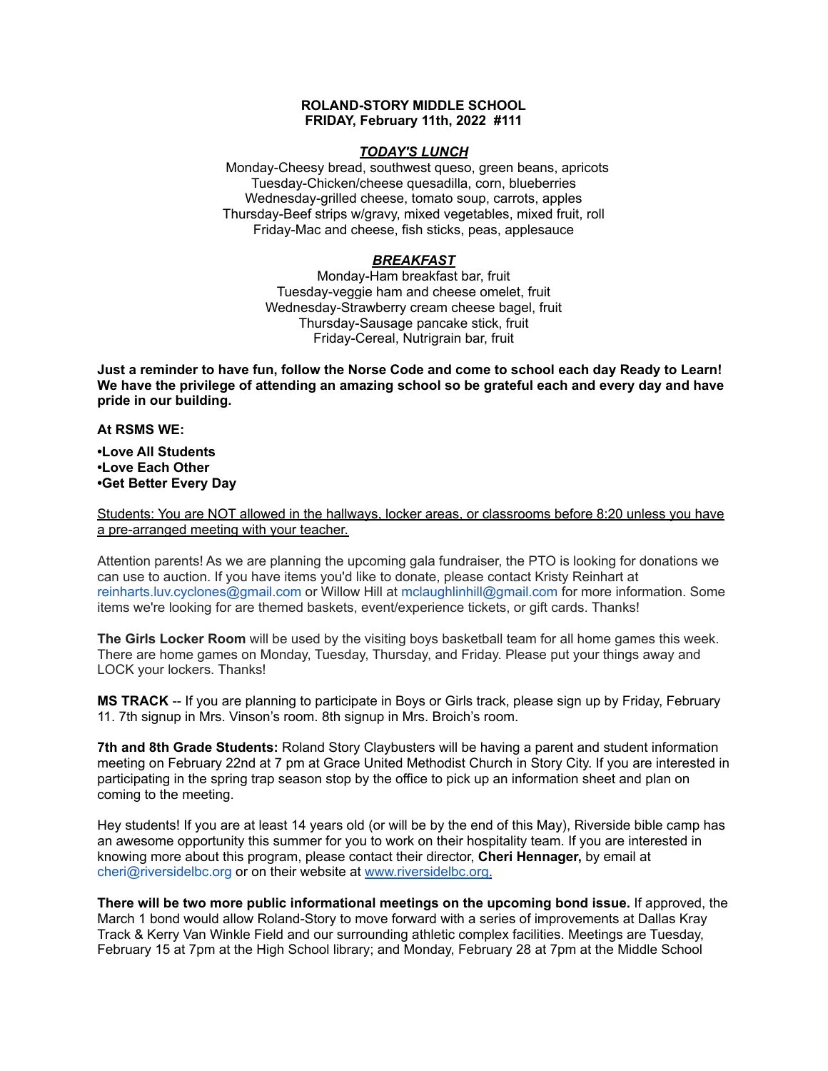**ROLAND-STORY MIDDLE SCHOOL**
**FRIDAY, February 11th, 2022 #111**

***TODAY'S LUNCH***

Monday-Cheesy bread, southwest queso, green beans, apricots
Tuesday-Chicken/cheese quesadilla, corn, blueberries
Wednesday-grilled cheese, tomato soup, carrots, apples
Thursday-Beef strips w/gravy, mixed vegetables, mixed fruit, roll
Friday-Mac and cheese, fish sticks, peas, applesauce

***BREAKFAST***

Monday-Ham breakfast bar, fruit
Tuesday-veggie ham and cheese omelet, fruit
Wednesday-Strawberry cream cheese bagel, fruit
Thursday-Sausage pancake stick, fruit
Friday-Cereal, Nutrigrain bar, fruit

**Just a reminder to have fun, follow the Norse Code and come to school each day Ready to Learn! We have the privilege of attending an amazing school so be grateful each and every day and have pride in our building.**

**At RSMS WE:**

**•Love All Students**
**•Love Each Other**
**•Get Better Every Day**

Students: You are NOT allowed in the hallways, locker areas, or classrooms before 8:20 unless you have a pre-arranged meeting with your teacher.

Attention parents! As we are planning the upcoming gala fundraiser, the PTO is looking for donations we can use to auction. If you have items you'd like to donate, please contact Kristy Reinhart at reinharts.luv.cyclones@gmail.com or Willow Hill at mclaughlinhill@gmail.com for more information. Some items we're looking for are themed baskets, event/experience tickets, or gift cards. Thanks!

**The Girls Locker Room** will be used by the visiting boys basketball team for all home games this week. There are home games on Monday, Tuesday, Thursday, and Friday. Please put your things away and LOCK your lockers. Thanks!

**MS TRACK** -- If you are planning to participate in Boys or Girls track, please sign up by Friday, February 11. 7th signup in Mrs. Vinson's room. 8th signup in Mrs. Broich's room.

**7th and 8th Grade Students:** Roland Story Claybusters will be having a parent and student information meeting on February 22nd at 7 pm at Grace United Methodist Church in Story City. If you are interested in participating in the spring trap season stop by the office to pick up an information sheet and plan on coming to the meeting.

Hey students! If you are at least 14 years old (or will be by the end of this May), Riverside bible camp has an awesome opportunity this summer for you to work on their hospitality team. If you are interested in knowing more about this program, please contact their director, **Cheri Hennager,** by email at cheri@riversidelbc.org or on their website at www.riversidelbc.org.

**There will be two more public informational meetings on the upcoming bond issue.** If approved, the March 1 bond would allow Roland-Story to move forward with a series of improvements at Dallas Kray Track & Kerry Van Winkle Field and our surrounding athletic complex facilities. Meetings are Tuesday, February 15 at 7pm at the High School library; and Monday, February 28 at 7pm at the Middle School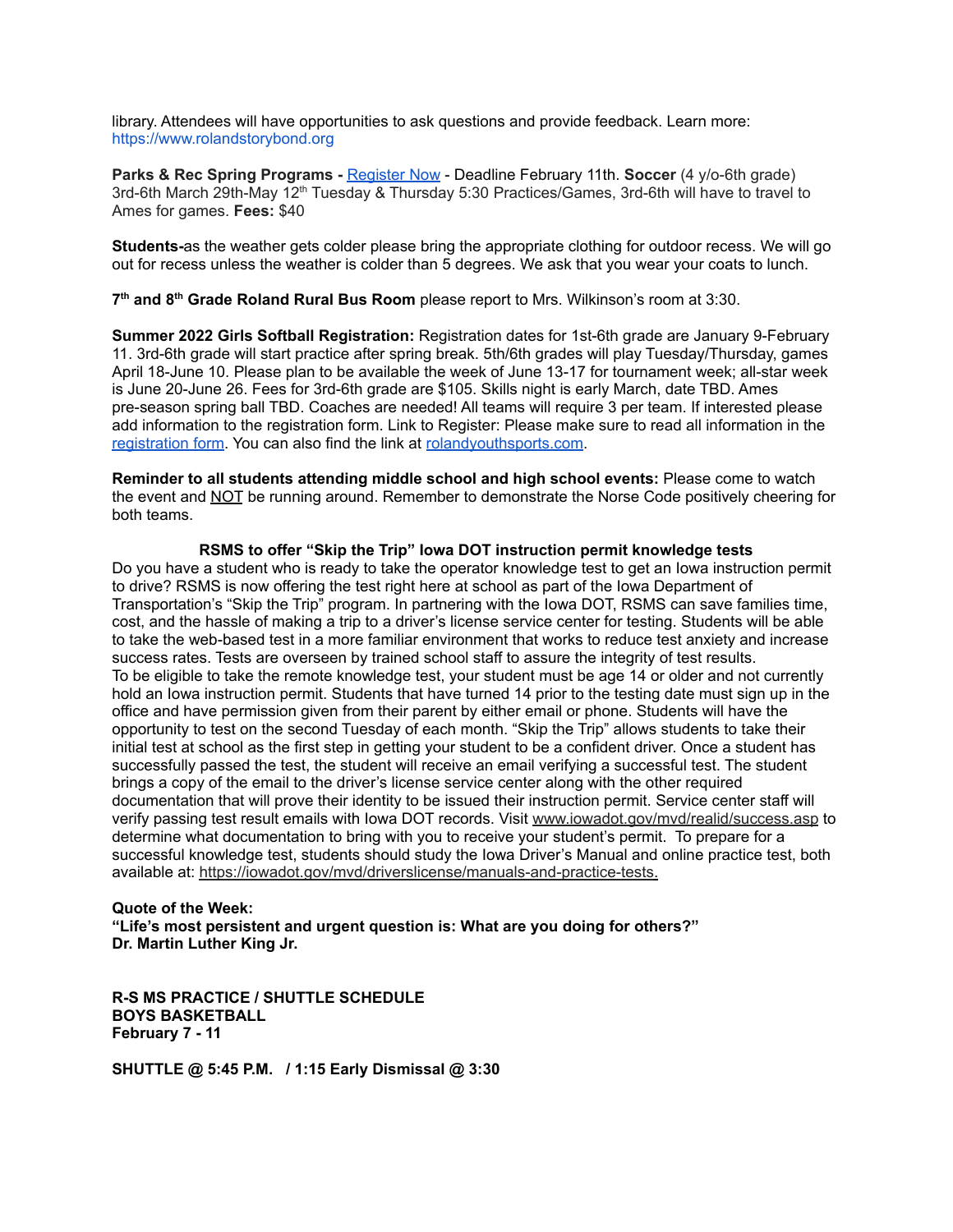library. Attendees will have opportunities to ask questions and provide feedback. Learn more: https://www.rolandstorybond.org

**Parks & Rec Spring Programs -** [Register Now](#) - Deadline February 11th. **Soccer** (4 y/o-6th grade) 3rd-6th March 29th-May 12th Tuesday & Thursday 5:30 Practices/Games, 3rd-6th will have to travel to Ames for games. **Fees:** $40

**Students-**as the weather gets colder please bring the appropriate clothing for outdoor recess. We will go out for recess unless the weather is colder than 5 degrees. We ask that you wear your coats to lunch.

**7th and 8th Grade Roland Rural Bus Room** please report to Mrs. Wilkinson's room at 3:30.

**Summer 2022 Girls Softball Registration:** Registration dates for 1st-6th grade are January 9-February 11. 3rd-6th grade will start practice after spring break. 5th/6th grades will play Tuesday/Thursday, games April 18-June 10. Please plan to be available the week of June 13-17 for tournament week; all-star week is June 20-June 26. Fees for 3rd-6th grade are $105. Skills night is early March, date TBD. Ames pre-season spring ball TBD. Coaches are needed! All teams will require 3 per team. If interested please add information to the registration form. Link to Register: Please make sure to read all information in the [registration form](#). You can also find the link at [rolandyouthsports.com](#).

**Reminder to all students attending middle school and high school events:** Please come to watch the event and NOT be running around. Remember to demonstrate the Norse Code positively cheering for both teams.

**RSMS to offer "Skip the Trip" Iowa DOT instruction permit knowledge tests**

Do you have a student who is ready to take the operator knowledge test to get an Iowa instruction permit to drive? RSMS is now offering the test right here at school as part of the Iowa Department of Transportation's "Skip the Trip" program. In partnering with the Iowa DOT, RSMS can save families time, cost, and the hassle of making a trip to a driver's license service center for testing. Students will be able to take the web-based test in a more familiar environment that works to reduce test anxiety and increase success rates. Tests are overseen by trained school staff to assure the integrity of test results.
To be eligible to take the remote knowledge test, your student must be age 14 or older and not currently hold an Iowa instruction permit. Students that have turned 14 prior to the testing date must sign up in the office and have permission given from their parent by either email or phone. Students will have the opportunity to test on the second Tuesday of each month. "Skip the Trip" allows students to take their initial test at school as the first step in getting your student to be a confident driver. Once a student has successfully passed the test, the student will receive an email verifying a successful test. The student brings a copy of the email to the driver's license service center along with the other required documentation that will prove their identity to be issued their instruction permit. Service center staff will verify passing test result emails with Iowa DOT records. Visit www.iowadot.gov/mvd/realid/success.asp to determine what documentation to bring with you to receive your student's permit. To prepare for a successful knowledge test, students should study the Iowa Driver's Manual and online practice test, both available at: https://iowadot.gov/mvd/driverslicense/manuals-and-practice-tests.

**Quote of the Week:**
**"Life's most persistent and urgent question is: What are you doing for others?"**
**Dr. Martin Luther King Jr.**

**R-S MS PRACTICE / SHUTTLE SCHEDULE**
**BOYS BASKETBALL**
**February 7 - 11**

**SHUTTLE @ 5:45 P.M. / 1:15 Early Dismissal @ 3:30**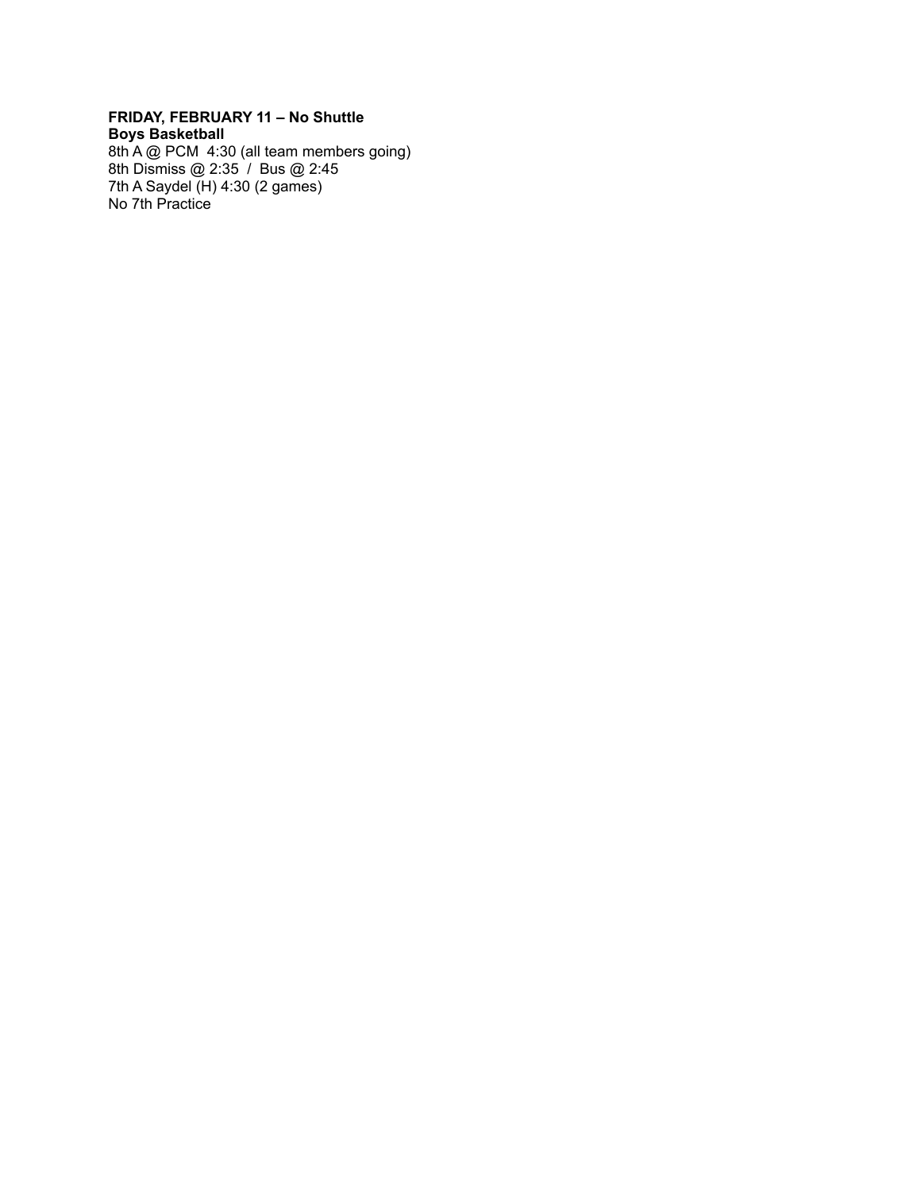**FRIDAY, FEBRUARY 11 – No Shuttle**
**Boys Basketball**
8th A @ PCM 4:30 (all team members going)
8th Dismiss @ 2:35 / Bus @ 2:45
7th A Saydel (H) 4:30 (2 games)
No 7th Practice